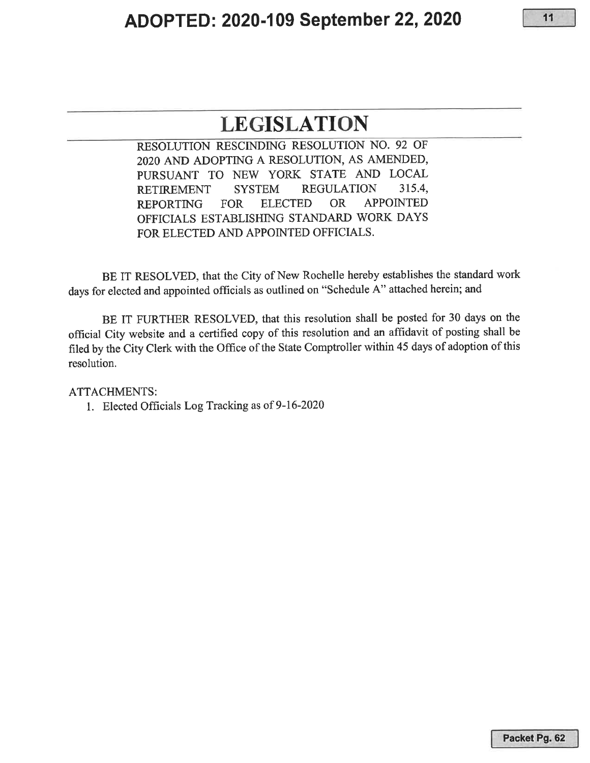# ADOPTED: 2020-109 September 22, 2020

# LEGISLATION

RESOLUTION RESCINDING RESOLUTION NO. 92 OF 2020 AND ADOPTING A RESOLUTION, AS AMENDED, PURSUANT TO NEW YORK STATE AND LOCAL RETIREMENT SYSTEM REGULATION 315.4, REPORTING FOR ELECTED OR APPOINTED OFFICIALS ESTABLISHING STANDARD WORK DAYS FOR ELECTED AND APPOINTED OFFICIALS.

BE IT RESOLVED, that the City of New Rochelle hereby establishes the standard work days for elected and appointed officials as outlined on "Schedule A" attached herein; and

BE IT FURTHER RESOLVED, that this resolution shall be posted for 30 days on the official City website and a certified copy of this resolution and an affidavit of posting shall be filed by the City Clerk with the Office of the State Comptroller within 45 days of adoption of this resolution.

ATTACHMENTS:

1. Elected Officials Log Tracking as of 9-16-2020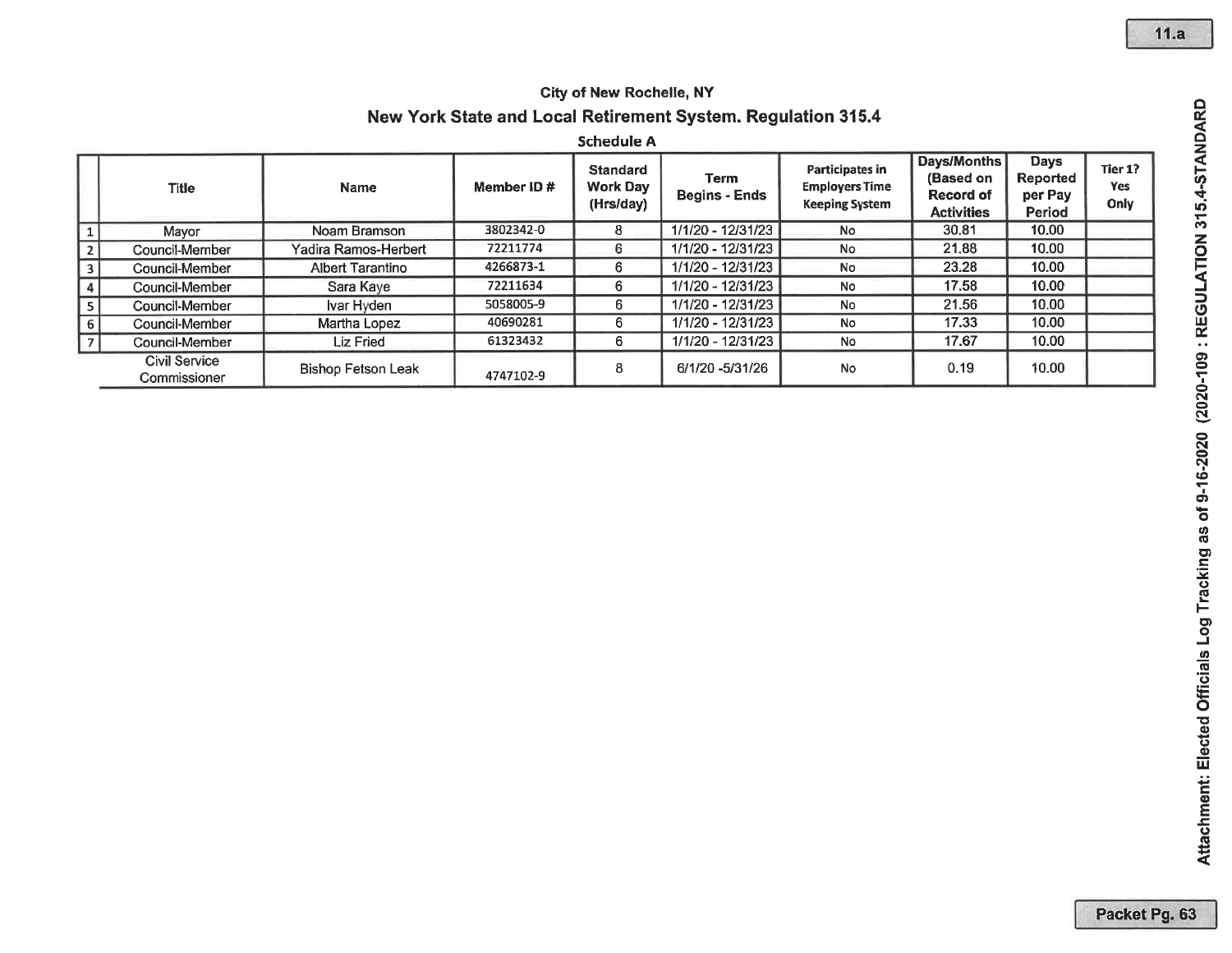City of New Rochelle, NY

## New York State and Local Retirement System. Regulation 315.4

Schedule A

| | Title | Name | Member ID # | Standard Work Day (Hrs/day) | Term Begins - Ends | Participates in Employers Time Keeping System | Days/Months (Based on Record of Activities | Days Reported per Pay Period | Tier 1? Yes Only |
|---|---|---|---|---|---|---|---|---|---|
| 1 | Mayor | Noam Bramson | 3802342-0 | 8 | 1/1/20 - 12/31/23 | No | 30.81 | 10.00 | |
| 2 | Council-Member | Yadira Ramos-Herbert | 72211774 | 6 | 1/1/20 - 12/31/23 | No | 21.88 | 10.00 | |
| 3 | Council-Member | Albert Tarantino | 4266873-1 | 6 | 1/1/20 - 12/31/23 | No | 23.28 | 10.00 | |
| 4 | Council-Member | Sara Kaye | 72211634 | 6 | 1/1/20 - 12/31/23 | No | 17.58 | 10.00 | |
| 5 | Council-Member | Ivar Hyden | 5058005-9 | 6 | 1/1/20 - 12/31/23 | No | 21.56 | 10.00 | |
| 6 | Council-Member | Martha Lopez | 40690281 | 6 | 1/1/20 - 12/31/23 | No | 17.33 | 10.00 | |
| 7 | Council-Member | Liz Fried | 61323432 | 6 | 1/1/20 - 12/31/23 | No | 17.67 | 10.00 | |
| | Civil Service Commissioner | Bishop Fetson Leak | 4747102-9 | 8 | 6/1/20 -5/31/26 | No | 0.19 | 10.00 | |

Attachment: Elected Officials Log Tracking as of 9-16-2020 (2020-109 : REGULATION 315.4-STANDARD